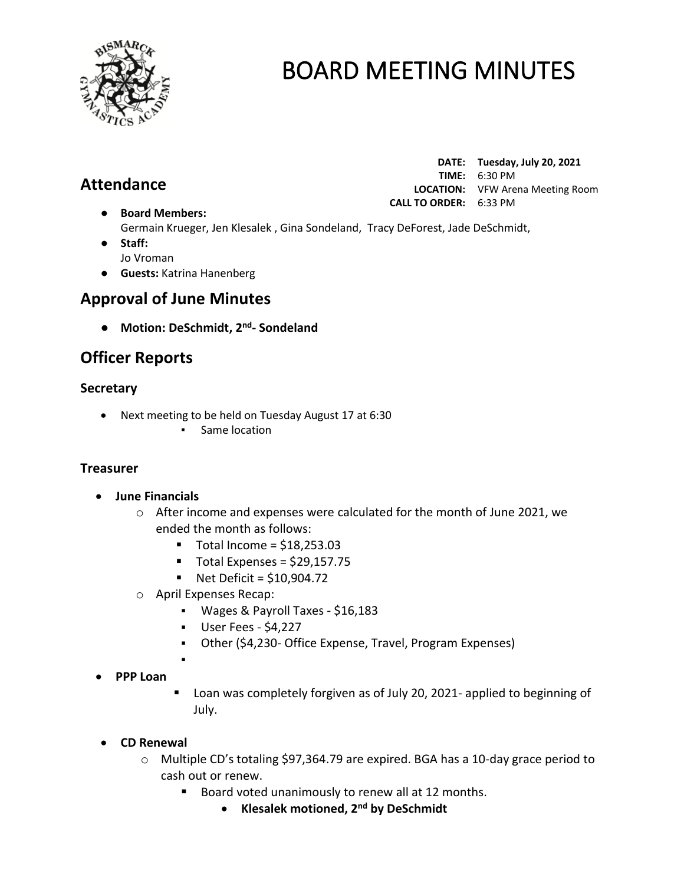# BOARD MEETING MINUTES

**DATE:** **Tuesday, July 20, 2021**
**TIME:** 6:30 PM
**LOCATION:** VFW Arena Meeting Room
**CALL TO ORDER:** 6:33 PM

## Attendance

- **Board Members:**
  Germain Krueger, Jen Klesalek , Gina Sondeland, Tracy DeForest, Jade DeSchmidt,
- **Staff:**
  Jo Vroman
- **Guests:** Katrina Hanenberg

## Approval of June Minutes

- **Motion: DeSchmidt, 2nd- Sondeland**

## Officer Reports

### Secretary

- Next meeting to be held on Tuesday August 17 at 6:30
  - Same location

### Treasurer

- **June Financials**
  - After income and expenses were calculated for the month of June 2021, we ended the month as follows:
    - Total Income = $18,253.03
    - Total Expenses = $29,157.75
    - Net Deficit = $10,904.72
  - April Expenses Recap:
    - Wages & Payroll Taxes - $16,183
    - User Fees - $4,227
    - Other ($4,230- Office Expense, Travel, Program Expenses)
- **PPP Loan**
  - Loan was completely forgiven as of July 20, 2021- applied to beginning of July.
- **CD Renewal**
  - Multiple CD's totaling $97,364.79 are expired. BGA has a 10-day grace period to cash out or renew.
    - Board voted unanimously to renew all at 12 months.
      - **Klesalek motioned, 2nd by DeSchmidt**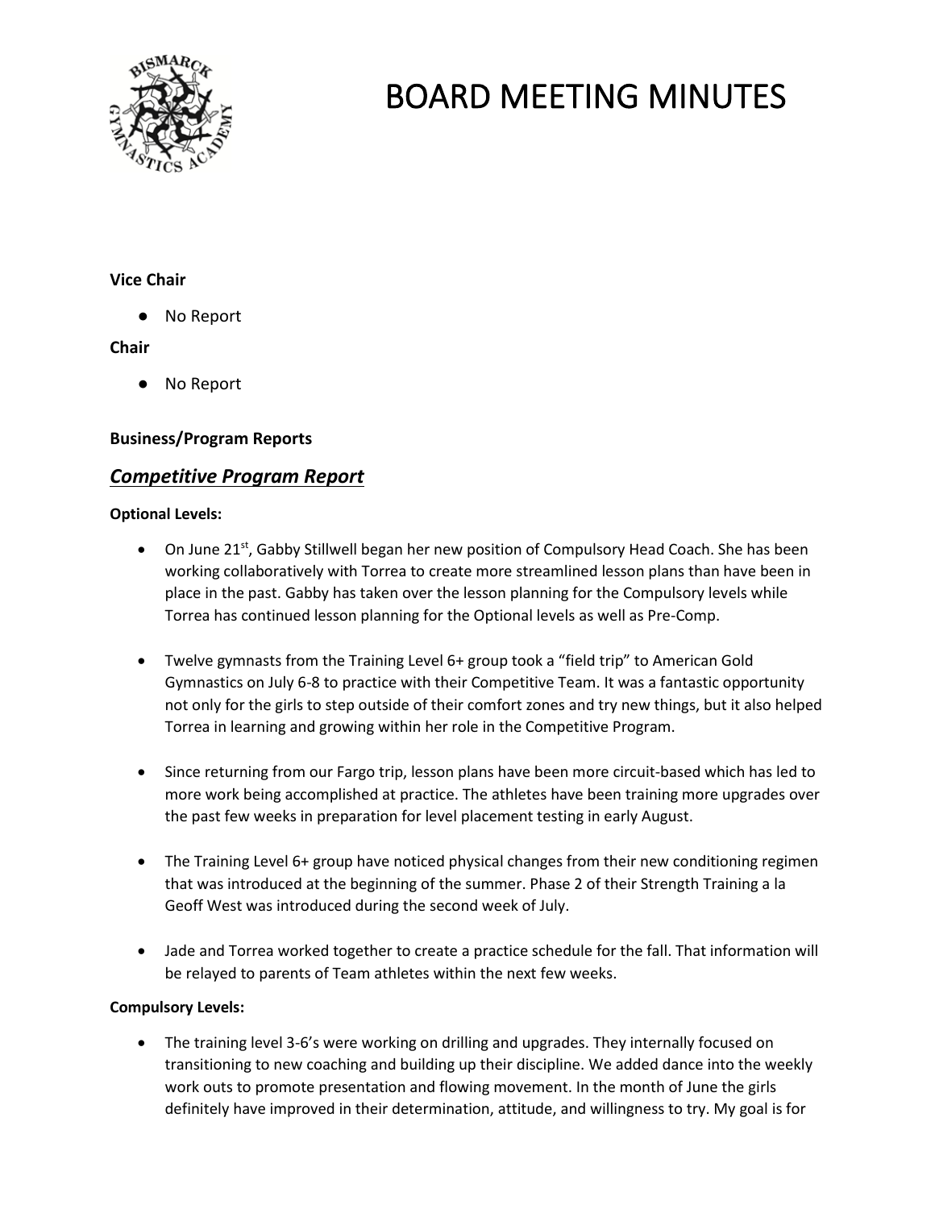# BOARD MEETING MINUTES

**Vice Chair**

- No Report

**Chair**

- No Report

**Business/Program Reports**

## ***Competitive Program Report***

**Optional Levels:**

- On June 21st, Gabby Stillwell began her new position of Compulsory Head Coach. She has been working collaboratively with Torrea to create more streamlined lesson plans than have been in place in the past. Gabby has taken over the lesson planning for the Compulsory levels while Torrea has continued lesson planning for the Optional levels as well as Pre-Comp.

- Twelve gymnasts from the Training Level 6+ group took a "field trip" to American Gold Gymnastics on July 6-8 to practice with their Competitive Team. It was a fantastic opportunity not only for the girls to step outside of their comfort zones and try new things, but it also helped Torrea in learning and growing within her role in the Competitive Program.

- Since returning from our Fargo trip, lesson plans have been more circuit-based which has led to more work being accomplished at practice. The athletes have been training more upgrades over the past few weeks in preparation for level placement testing in early August.

- The Training Level 6+ group have noticed physical changes from their new conditioning regimen that was introduced at the beginning of the summer. Phase 2 of their Strength Training a la Geoff West was introduced during the second week of July.

- Jade and Torrea worked together to create a practice schedule for the fall. That information will be relayed to parents of Team athletes within the next few weeks.

**Compulsory Levels:**

- The training level 3-6's were working on drilling and upgrades. They internally focused on transitioning to new coaching and building up their discipline. We added dance into the weekly work outs to promote presentation and flowing movement. In the month of June the girls definitely have improved in their determination, attitude, and willingness to try. My goal is for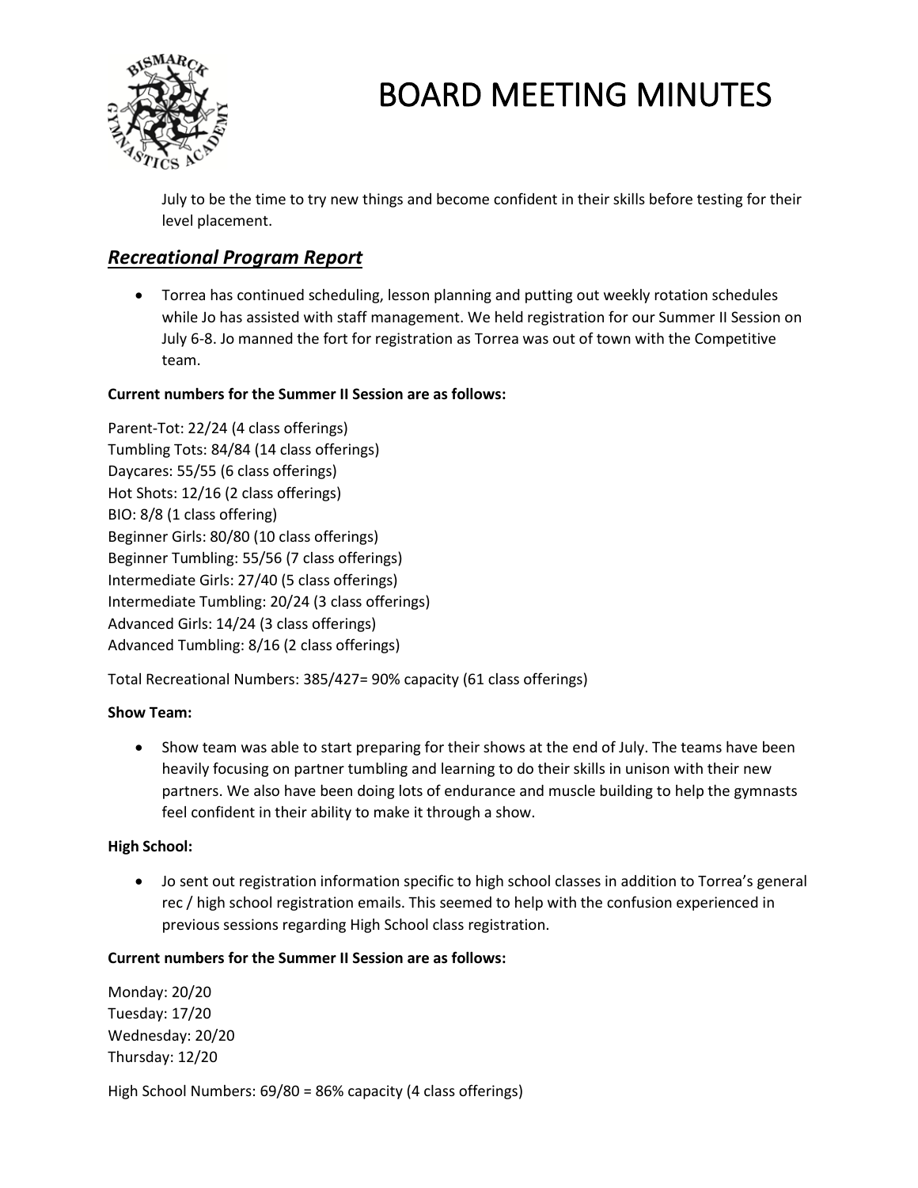July to be the time to try new things and become confident in their skills before testing for their level placement.

## ***Recreational Program Report***

- Torrea has continued scheduling, lesson planning and putting out weekly rotation schedules while Jo has assisted with staff management. We held registration for our Summer II Session on July 6-8. Jo manned the fort for registration as Torrea was out of town with the Competitive team.

**Current numbers for the Summer II Session are as follows:**

Parent-Tot: 22/24 (4 class offerings)
Tumbling Tots: 84/84 (14 class offerings)
Daycares: 55/55 (6 class offerings)
Hot Shots: 12/16 (2 class offerings)
BIO: 8/8 (1 class offering)
Beginner Girls: 80/80 (10 class offerings)
Beginner Tumbling: 55/56 (7 class offerings)
Intermediate Girls: 27/40 (5 class offerings)
Intermediate Tumbling: 20/24 (3 class offerings)
Advanced Girls: 14/24 (3 class offerings)
Advanced Tumbling: 8/16 (2 class offerings)

Total Recreational Numbers: 385/427= 90% capacity (61 class offerings)

**Show Team:**

- Show team was able to start preparing for their shows at the end of July. The teams have been heavily focusing on partner tumbling and learning to do their skills in unison with their new partners. We also have been doing lots of endurance and muscle building to help the gymnasts feel confident in their ability to make it through a show.

**High School:**

- Jo sent out registration information specific to high school classes in addition to Torrea's general rec / high school registration emails. This seemed to help with the confusion experienced in previous sessions regarding High School class registration.

**Current numbers for the Summer II Session are as follows:**

Monday: 20/20
Tuesday: 17/20
Wednesday: 20/20
Thursday: 12/20

High School Numbers: 69/80 = 86% capacity (4 class offerings)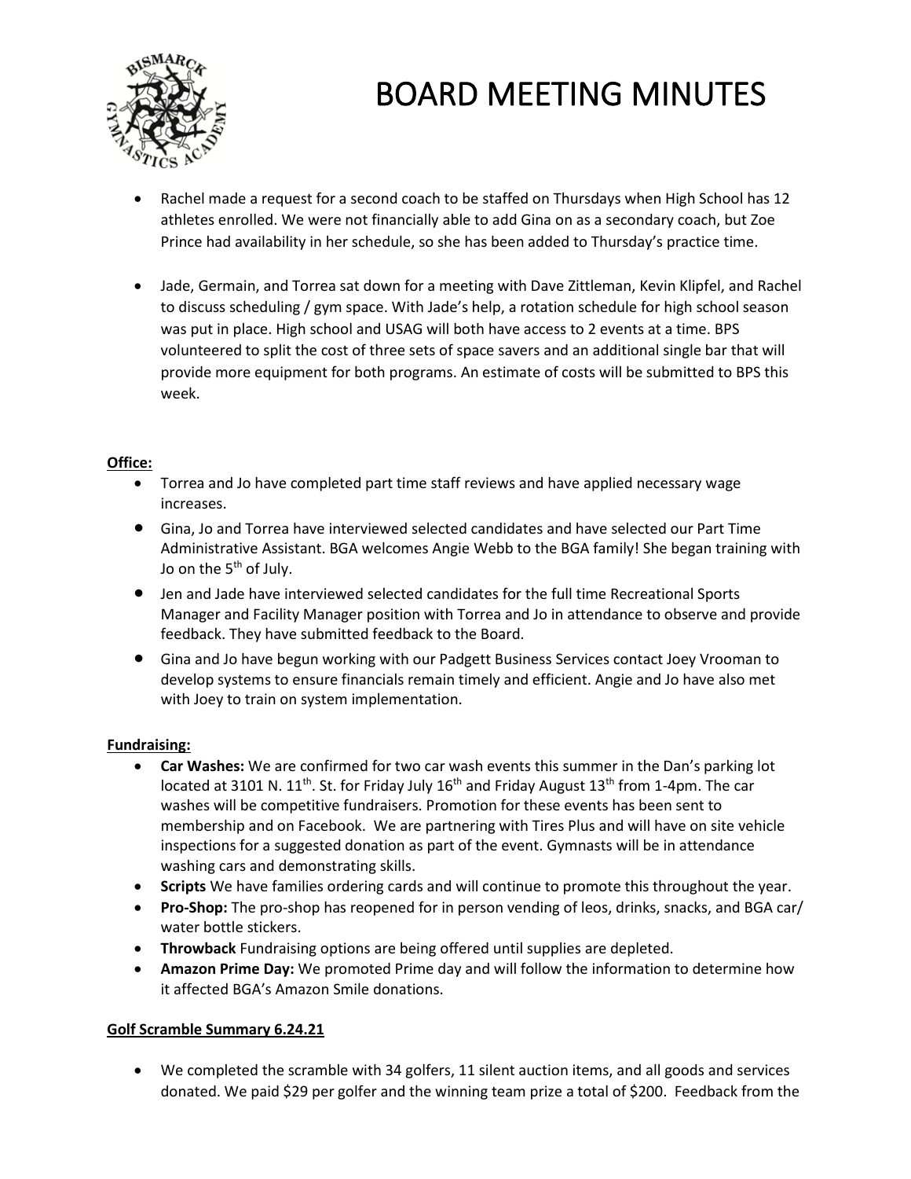# BOARD MEETING MINUTES

- Rachel made a request for a second coach to be staffed on Thursdays when High School has 12 athletes enrolled. We were not financially able to add Gina on as a secondary coach, but Zoe Prince had availability in her schedule, so she has been added to Thursday's practice time.

- Jade, Germain, and Torrea sat down for a meeting with Dave Zittleman, Kevin Klipfel, and Rachel to discuss scheduling / gym space. With Jade's help, a rotation schedule for high school season was put in place. High school and USAG will both have access to 2 events at a time. BPS volunteered to split the cost of three sets of space savers and an additional single bar that will provide more equipment for both programs. An estimate of costs will be submitted to BPS this week.

**Office:**

- Torrea and Jo have completed part time staff reviews and have applied necessary wage increases.
- Gina, Jo and Torrea have interviewed selected candidates and have selected our Part Time Administrative Assistant. BGA welcomes Angie Webb to the BGA family! She began training with Jo on the 5th of July.
- Jen and Jade have interviewed selected candidates for the full time Recreational Sports Manager and Facility Manager position with Torrea and Jo in attendance to observe and provide feedback. They have submitted feedback to the Board.
- Gina and Jo have begun working with our Padgett Business Services contact Joey Vrooman to develop systems to ensure financials remain timely and efficient. Angie and Jo have also met with Joey to train on system implementation.

**Fundraising:**

- **Car Washes:** We are confirmed for two car wash events this summer in the Dan's parking lot located at 3101 N. 11th. St. for Friday July 16th and Friday August 13th from 1-4pm. The car washes will be competitive fundraisers. Promotion for these events has been sent to membership and on Facebook. We are partnering with Tires Plus and will have on site vehicle inspections for a suggested donation as part of the event. Gymnasts will be in attendance washing cars and demonstrating skills.
- **Scripts** We have families ordering cards and will continue to promote this throughout the year.
- **Pro-Shop:** The pro-shop has reopened for in person vending of leos, drinks, snacks, and BGA car/ water bottle stickers.
- **Throwback** Fundraising options are being offered until supplies are depleted.
- **Amazon Prime Day:** We promoted Prime day and will follow the information to determine how it affected BGA's Amazon Smile donations.

**Golf Scramble Summary 6.24.21**

- We completed the scramble with 34 golfers, 11 silent auction items, and all goods and services donated. We paid $29 per golfer and the winning team prize a total of $200. Feedback from the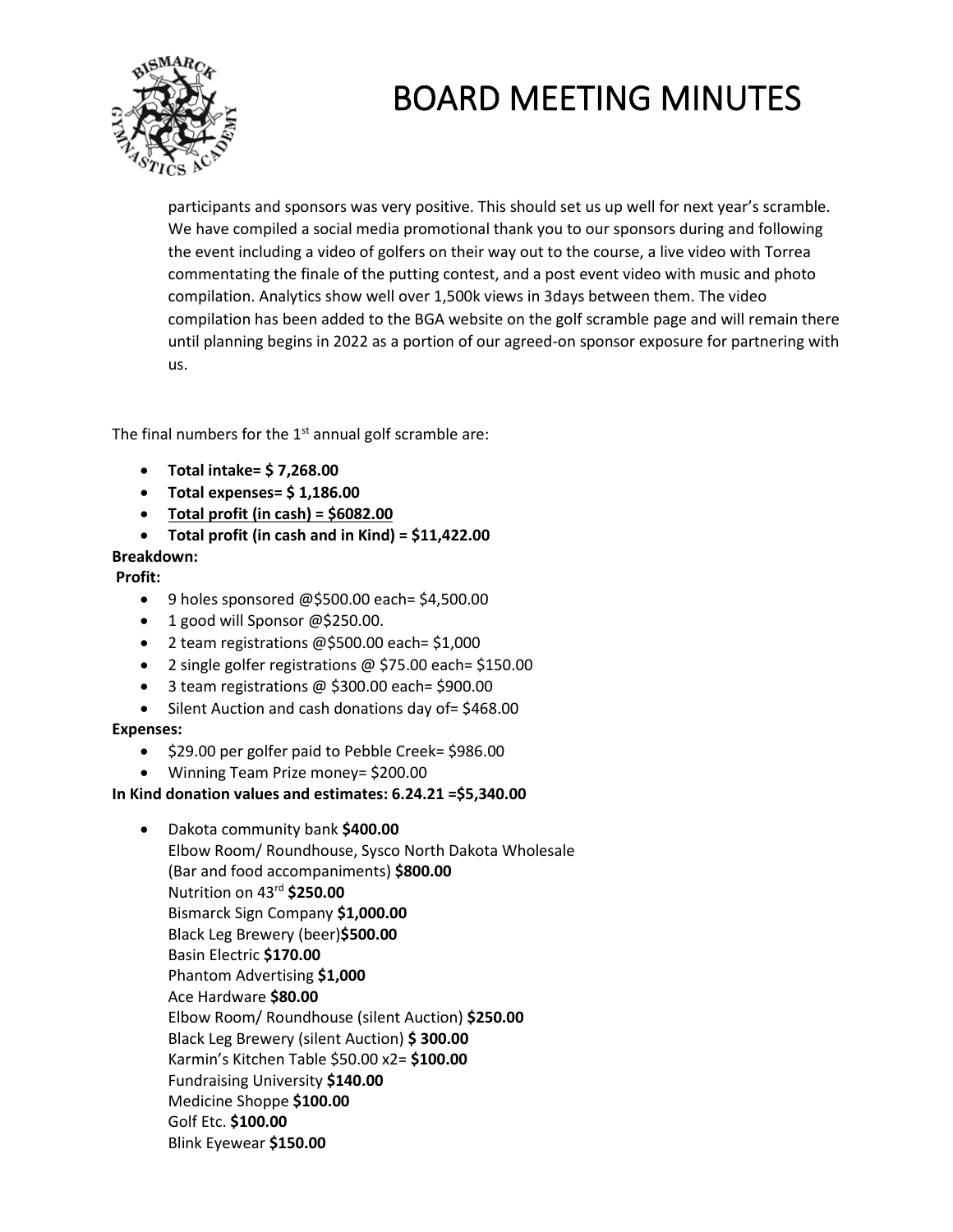participants and sponsors was very positive. This should set us up well for next year's scramble. We have compiled a social media promotional thank you to our sponsors during and following the event including a video of golfers on their way out to the course, a live video with Torrea commentating the finale of the putting contest, and a post event video with music and photo compilation. Analytics show well over 1,500k views in 3days between them. The video compilation has been added to the BGA website on the golf scramble page and will remain there until planning begins in 2022 as a portion of our agreed-on sponsor exposure for partnering with us.

The final numbers for the 1st annual golf scramble are:

- **Total intake= $ 7,268.00**
- **Total expenses= $ 1,186.00**
- **<u>Total profit (in cash) = $6082.00</u>**
- **Total profit (in cash and in Kind) = $11,422.00**

**Breakdown:**

**Profit:**

- 9 holes sponsored @$500.00 each= $4,500.00
- 1 good will Sponsor @$250.00.
- 2 team registrations @$500.00 each= $1,000
- 2 single golfer registrations @ $75.00 each= $150.00
- 3 team registrations @ $300.00 each= $900.00
- Silent Auction and cash donations day of= $468.00

**Expenses:**

- $29.00 per golfer paid to Pebble Creek= $986.00
- Winning Team Prize money= $200.00

**In Kind donation values and estimates: 6.24.21 =$5,340.00**

- Dakota community bank **$400.00**
  Elbow Room/ Roundhouse, Sysco North Dakota Wholesale (Bar and food accompaniments) **$800.00**
  Nutrition on 43rd **$250.00**
  Bismarck Sign Company **$1,000.00**
  Black Leg Brewery (beer)**$500.00**
  Basin Electric **$170.00**
  Phantom Advertising **$1,000**
  Ace Hardware **$80.00**
  Elbow Room/ Roundhouse (silent Auction) **$250.00**
  Black Leg Brewery (silent Auction) **$ 300.00**
  Karmin's Kitchen Table $50.00 x2= **$100.00**
  Fundraising University **$140.00**
  Medicine Shoppe **$100.00**
  Golf Etc. **$100.00**
  Blink Eyewear **$150.00**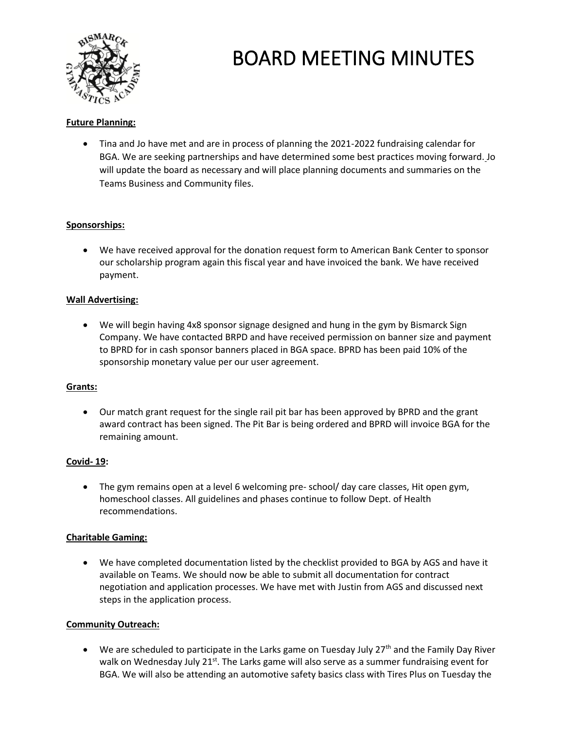# BOARD MEETING MINUTES

**Future Planning:**

- Tina and Jo have met and are in process of planning the 2021-2022 fundraising calendar for BGA. We are seeking partnerships and have determined some best practices moving forward. Jo will update the board as necessary and will place planning documents and summaries on the Teams Business and Community files.

**Sponsorships:**

- We have received approval for the donation request form to American Bank Center to sponsor our scholarship program again this fiscal year and have invoiced the bank. We have received payment.

**Wall Advertising:**

- We will begin having 4x8 sponsor signage designed and hung in the gym by Bismarck Sign Company. We have contacted BRPD and have received permission on banner size and payment to BPRD for in cash sponsor banners placed in BGA space. BPRD has been paid 10% of the sponsorship monetary value per our user agreement.

**Grants:**

- Our match grant request for the single rail pit bar has been approved by BPRD and the grant award contract has been signed. The Pit Bar is being ordered and BPRD will invoice BGA for the remaining amount.

**Covid- 19:**

- The gym remains open at a level 6 welcoming pre- school/ day care classes, Hit open gym, homeschool classes. All guidelines and phases continue to follow Dept. of Health recommendations.

**Charitable Gaming:**

- We have completed documentation listed by the checklist provided to BGA by AGS and have it available on Teams. We should now be able to submit all documentation for contract negotiation and application processes. We have met with Justin from AGS and discussed next steps in the application process.

**Community Outreach:**

- We are scheduled to participate in the Larks game on Tuesday July 27th and the Family Day River walk on Wednesday July 21st. The Larks game will also serve as a summer fundraising event for BGA. We will also be attending an automotive safety basics class with Tires Plus on Tuesday the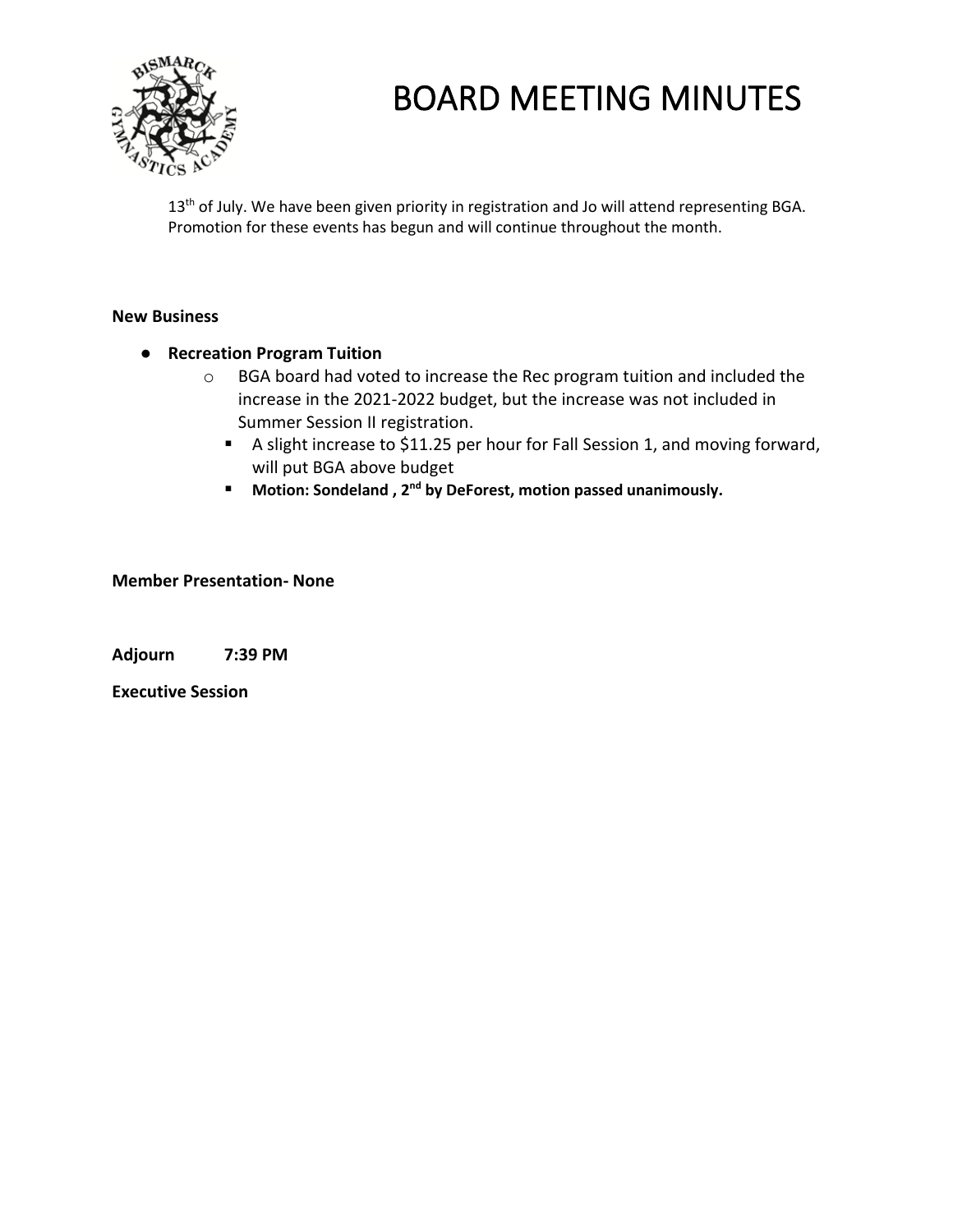13th of July. We have been given priority in registration and Jo will attend representing BGA. Promotion for these events has begun and will continue throughout the month.

**New Business**

- **Recreation Program Tuition**
  - BGA board had voted to increase the Rec program tuition and included the increase in the 2021-2022 budget, but the increase was not included in Summer Session II registration.
    - A slight increase to $11.25 per hour for Fall Session 1, and moving forward, will put BGA above budget
    - **Motion: Sondeland , 2nd by DeForest, motion passed unanimously.**

**Member Presentation- None**

**Adjourn 7:39 PM**

**Executive Session**